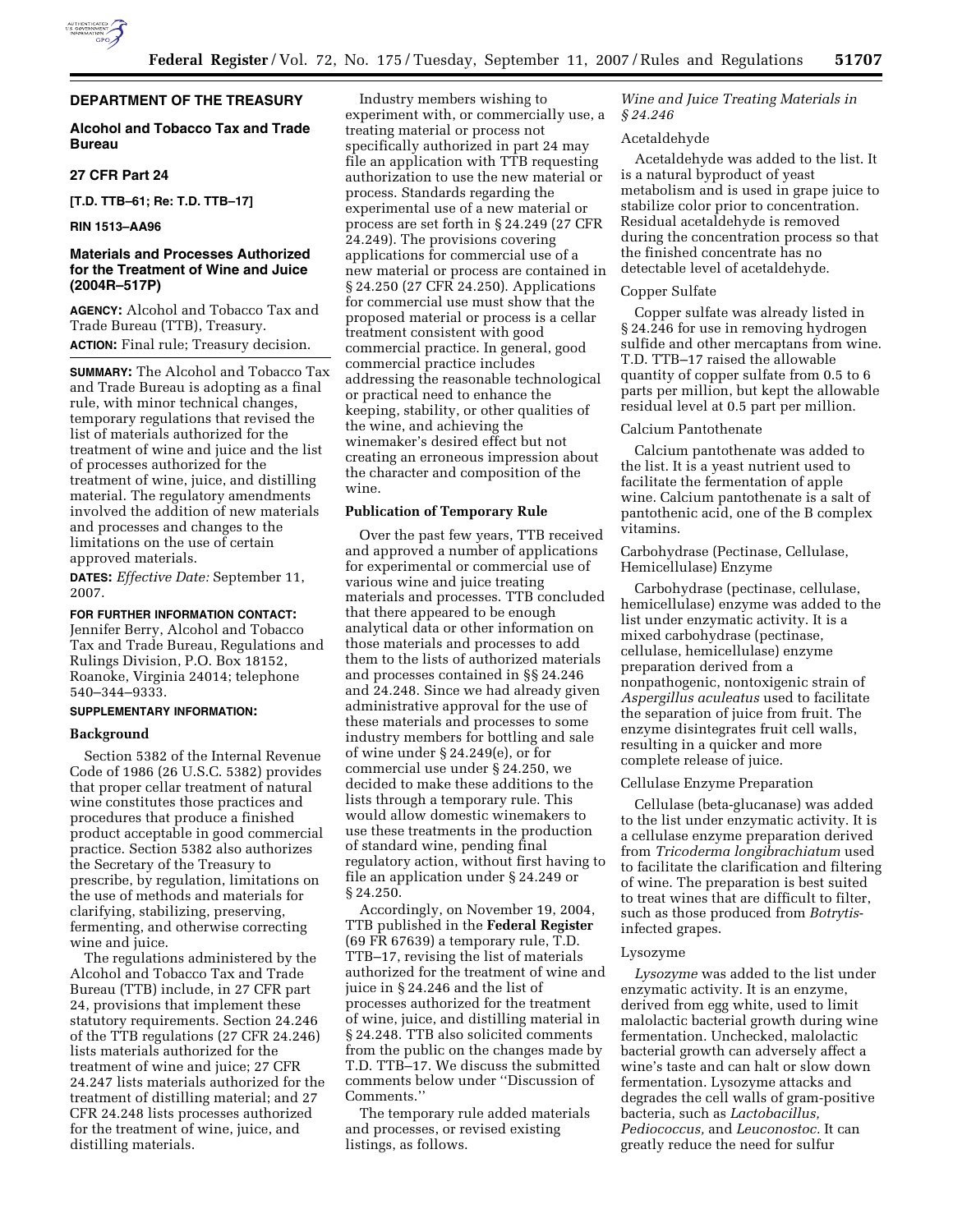## DEPARTMENT OF THE TREASURY

### Alcohol and Tobacco Tax and Trade Bureau

### 27 CFR Part 24

**[T.D. TTB–61; Re: T.D. TTB–17]**

**RIN 1513–AA96**

### Materials and Processes Authorized for the Treatment of Wine and Juice (2004R–517P)

**AGENCY:** Alcohol and Tobacco Tax and Trade Bureau (TTB), Treasury.

**ACTION:** Final rule; Treasury decision.

**SUMMARY:** The Alcohol and Tobacco Tax and Trade Bureau is adopting as a final rule, with minor technical changes, temporary regulations that revised the list of materials authorized for the treatment of wine and juice and the list of processes authorized for the treatment of wine, juice, and distilling material. The regulatory amendments involved the addition of new materials and processes and changes to the limitations on the use of certain approved materials.

**DATES:** *Effective Date:* September 11, 2007.

**FOR FURTHER INFORMATION CONTACT:** Jennifer Berry, Alcohol and Tobacco Tax and Trade Bureau, Regulations and Rulings Division, P.O. Box 18152, Roanoke, Virginia 24014; telephone 540–344–9333.

**SUPPLEMENTARY INFORMATION:**

### Background

Section 5382 of the Internal Revenue Code of 1986 (26 U.S.C. 5382) provides that proper cellar treatment of natural wine constitutes those practices and procedures that produce a finished product acceptable in good commercial practice. Section 5382 also authorizes the Secretary of the Treasury to prescribe, by regulation, limitations on the use of methods and materials for clarifying, stabilizing, preserving, fermenting, and otherwise correcting wine and juice.

The regulations administered by the Alcohol and Tobacco Tax and Trade Bureau (TTB) include, in 27 CFR part 24, provisions that implement these statutory requirements. Section 24.246 of the TTB regulations (27 CFR 24.246) lists materials authorized for the treatment of wine and juice; 27 CFR 24.247 lists materials authorized for the treatment of distilling material; and 27 CFR 24.248 lists processes authorized for the treatment of wine, juice, and distilling materials.

Industry members wishing to experiment with, or commercially use, a treating material or process not specifically authorized in part 24 may file an application with TTB requesting authorization to use the new material or process. Standards regarding the experimental use of a new material or process are set forth in § 24.249 (27 CFR 24.249). The provisions covering applications for commercial use of a new material or process are contained in § 24.250 (27 CFR 24.250). Applications for commercial use must show that the proposed material or process is a cellar treatment consistent with good commercial practice. In general, good commercial practice includes addressing the reasonable technological or practical need to enhance the keeping, stability, or other qualities of the wine, and achieving the winemaker's desired effect but not creating an erroneous impression about the character and composition of the wine.

### Publication of Temporary Rule

Over the past few years, TTB received and approved a number of applications for experimental or commercial use of various wine and juice treating materials and processes. TTB concluded that there appeared to be enough analytical data or other information on those materials and processes to add them to the lists of authorized materials and processes contained in §§ 24.246 and 24.248. Since we had already given administrative approval for the use of these materials and processes to some industry members for bottling and sale of wine under § 24.249(e), or for commercial use under § 24.250, we decided to make these additions to the lists through a temporary rule. This would allow domestic winemakers to use these treatments in the production of standard wine, pending final regulatory action, without first having to file an application under § 24.249 or § 24.250.

Accordingly, on November 19, 2004, TTB published in the **Federal Register** (69 FR 67639) a temporary rule, T.D. TTB–17, revising the list of materials authorized for the treatment of wine and juice in § 24.246 and the list of processes authorized for the treatment of wine, juice, and distilling material in § 24.248. TTB also solicited comments from the public on the changes made by T.D. TTB–17. We discuss the submitted comments below under ''Discussion of Comments.''

The temporary rule added materials and processes, or revised existing listings, as follows.

#### *Wine and Juice Treating Materials in § 24.246*

Acetaldehyde

Acetaldehyde was added to the list. It is a natural byproduct of yeast metabolism and is used in grape juice to stabilize color prior to concentration. Residual acetaldehyde is removed during the concentration process so that the finished concentrate has no detectable level of acetaldehyde.

Copper Sulfate

Copper sulfate was already listed in § 24.246 for use in removing hydrogen sulfide and other mercaptans from wine. T.D. TTB–17 raised the allowable quantity of copper sulfate from 0.5 to 6 parts per million, but kept the allowable residual level at 0.5 part per million.

Calcium Pantothenate

Calcium pantothenate was added to the list. It is a yeast nutrient used to facilitate the fermentation of apple wine. Calcium pantothenate is a salt of pantothenic acid, one of the B complex vitamins.

Carbohydrase (Pectinase, Cellulase, Hemicellulase) Enzyme

Carbohydrase (pectinase, cellulase, hemicellulase) enzyme was added to the list under enzymatic activity. It is a mixed carbohydrase (pectinase, cellulase, hemicellulase) enzyme preparation derived from a nonpathogenic, nontoxigenic strain of *Aspergillus aculeatus* used to facilitate the separation of juice from fruit. The enzyme disintegrates fruit cell walls, resulting in a quicker and more complete release of juice.

Cellulase Enzyme Preparation

Cellulase (beta-glucanase) was added to the list under enzymatic activity. It is a cellulase enzyme preparation derived from *Tricoderma longibrachiatum* used to facilitate the clarification and filtering of wine. The preparation is best suited to treat wines that are difficult to filter, such as those produced from *Botrytis*-infected grapes.

Lysozyme

*Lysozyme* was added to the list under enzymatic activity. It is an enzyme, derived from egg white, used to limit malolactic bacterial growth during wine fermentation. Unchecked, malolactic bacterial growth can adversely affect a wine's taste and can halt or slow down fermentation. Lysozyme attacks and degrades the cell walls of gram-positive bacteria, such as *Lactobacillus, Pediococcus,* and *Leuconostoc.* It can greatly reduce the need for sulfur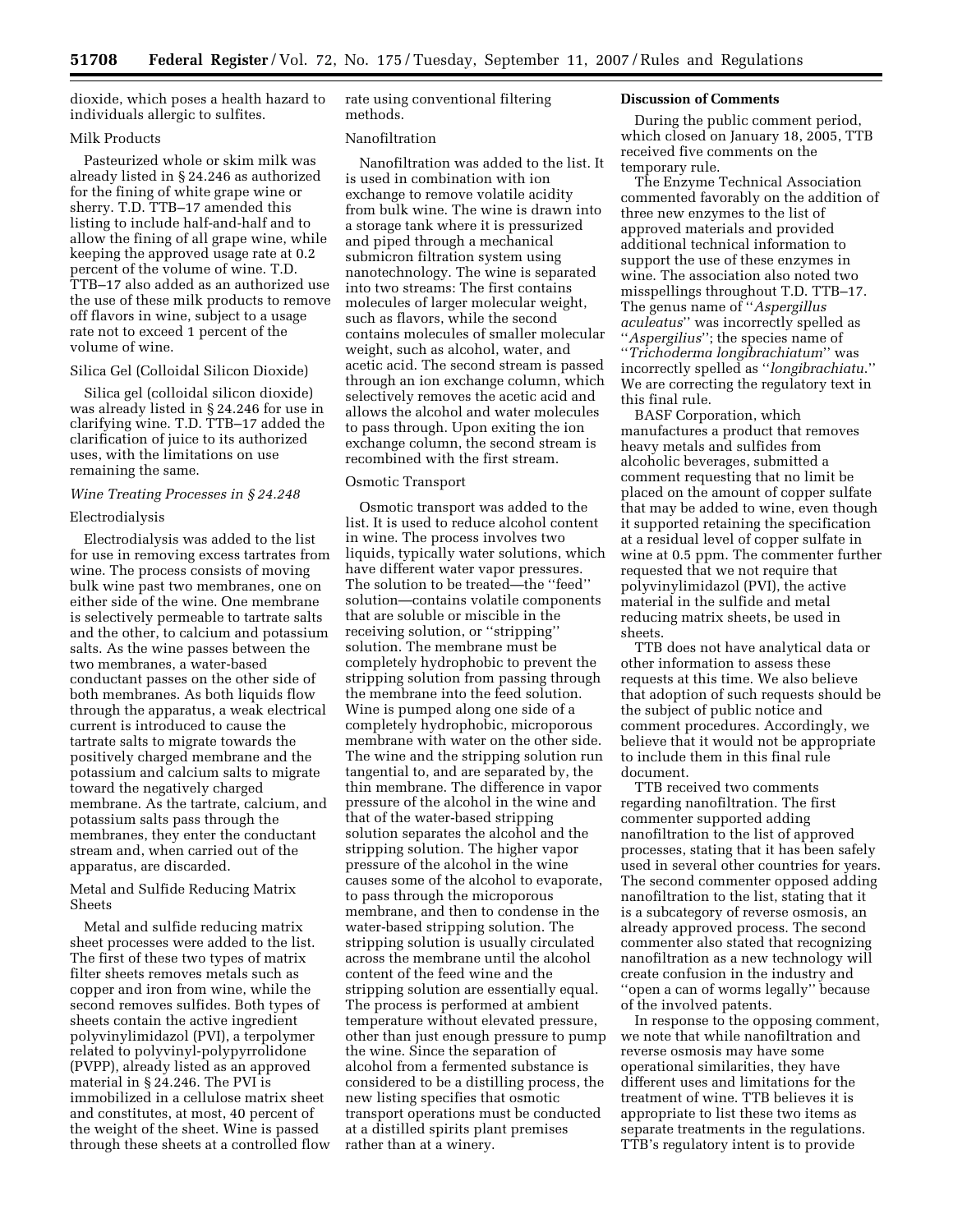dioxide, which poses a health hazard to individuals allergic to sulfites.

Milk Products

Pasteurized whole or skim milk was already listed in § 24.246 as authorized for the fining of white grape wine or sherry. T.D. TTB–17 amended this listing to include half-and-half and to allow the fining of all grape wine, while keeping the approved usage rate at 0.2 percent of the volume of wine. T.D. TTB–17 also added as an authorized use the use of these milk products to remove off flavors in wine, subject to a usage rate not to exceed 1 percent of the volume of wine.

Silica Gel (Colloidal Silicon Dioxide)

Silica gel (colloidal silicon dioxide) was already listed in § 24.246 for use in clarifying wine. T.D. TTB–17 added the clarification of juice to its authorized uses, with the limitations on use remaining the same.

*Wine Treating Processes in § 24.248*

Electrodialysis

Electrodialysis was added to the list for use in removing excess tartrates from wine. The process consists of moving bulk wine past two membranes, one on either side of the wine. One membrane is selectively permeable to tartrate salts and the other, to calcium and potassium salts. As the wine passes between the two membranes, a water-based conductant passes on the other side of both membranes. As both liquids flow through the apparatus, a weak electrical current is introduced to cause the tartrate salts to migrate towards the positively charged membrane and the potassium and calcium salts to migrate toward the negatively charged membrane. As the tartrate, calcium, and potassium salts pass through the membranes, they enter the conductant stream and, when carried out of the apparatus, are discarded.

Metal and Sulfide Reducing Matrix Sheets

Metal and sulfide reducing matrix sheet processes were added to the list. The first of these two types of matrix filter sheets removes metals such as copper and iron from wine, while the second removes sulfides. Both types of sheets contain the active ingredient polyvinylimidazol (PVI), a terpolymer related to polyvinyl-polypyrrolidone (PVPP), already listed as an approved material in § 24.246. The PVI is immobilized in a cellulose matrix sheet and constitutes, at most, 40 percent of the weight of the sheet. Wine is passed through these sheets at a controlled flow rate using conventional filtering methods.

Nanofiltration

Nanofiltration was added to the list. It is used in combination with ion exchange to remove volatile acidity from bulk wine. The wine is drawn into a storage tank where it is pressurized and piped through a mechanical submicron filtration system using nanotechnology. The wine is separated into two streams: The first contains molecules of larger molecular weight, such as flavors, while the second contains molecules of smaller molecular weight, such as alcohol, water, and acetic acid. The second stream is passed through an ion exchange column, which selectively removes the acetic acid and allows the alcohol and water molecules to pass through. Upon exiting the ion exchange column, the second stream is recombined with the first stream.

Osmotic Transport

Osmotic transport was added to the list. It is used to reduce alcohol content in wine. The process involves two liquids, typically water solutions, which have different water vapor pressures. The solution to be treated—the ''feed'' solution—contains volatile components that are soluble or miscible in the receiving solution, or ''stripping'' solution. The membrane must be completely hydrophobic to prevent the stripping solution from passing through the membrane into the feed solution. Wine is pumped along one side of a completely hydrophobic, microporous membrane with water on the other side. The wine and the stripping solution run tangential to, and are separated by, the thin membrane. The difference in vapor pressure of the alcohol in the wine and that of the water-based stripping solution separates the alcohol and the stripping solution. The higher vapor pressure of the alcohol in the wine causes some of the alcohol to evaporate, to pass through the microporous membrane, and then to condense in the water-based stripping solution. The stripping solution is usually circulated across the membrane until the alcohol content of the feed wine and the stripping solution are essentially equal. The process is performed at ambient temperature without elevated pressure, other than just enough pressure to pump the wine. Since the separation of alcohol from a fermented substance is considered to be a distilling process, the new listing specifies that osmotic transport operations must be conducted at a distilled spirits plant premises rather than at a winery.

**Discussion of Comments**

During the public comment period, which closed on January 18, 2005, TTB received five comments on the temporary rule.

The Enzyme Technical Association commented favorably on the addition of three new enzymes to the list of approved materials and provided additional technical information to support the use of these enzymes in wine. The association also noted two misspellings throughout T.D. TTB–17. The genus name of ''*Aspergillus aculeatus*'' was incorrectly spelled as ''*Aspergilius*''; the species name of ''*Trichoderma longibrachiatum*'' was incorrectly spelled as ''*longibrachiatu*.'' We are correcting the regulatory text in this final rule.

BASF Corporation, which manufactures a product that removes heavy metals and sulfides from alcoholic beverages, submitted a comment requesting that no limit be placed on the amount of copper sulfate that may be added to wine, even though it supported retaining the specification at a residual level of copper sulfate in wine at 0.5 ppm. The commenter further requested that we not require that polyvinylimidazol (PVI), the active material in the sulfide and metal reducing matrix sheets, be used in sheets.

TTB does not have analytical data or other information to assess these requests at this time. We also believe that adoption of such requests should be the subject of public notice and comment procedures. Accordingly, we believe that it would not be appropriate to include them in this final rule document.

TTB received two comments regarding nanofiltration. The first commenter supported adding nanofiltration to the list of approved processes, stating that it has been safely used in several other countries for years. The second commenter opposed adding nanofiltration to the list, stating that it is a subcategory of reverse osmosis, an already approved process. The second commenter also stated that recognizing nanofiltration as a new technology will create confusion in the industry and ''open a can of worms legally'' because of the involved patents.

In response to the opposing comment, we note that while nanofiltration and reverse osmosis may have some operational similarities, they have different uses and limitations for the treatment of wine. TTB believes it is appropriate to list these two items as separate treatments in the regulations. TTB's regulatory intent is to provide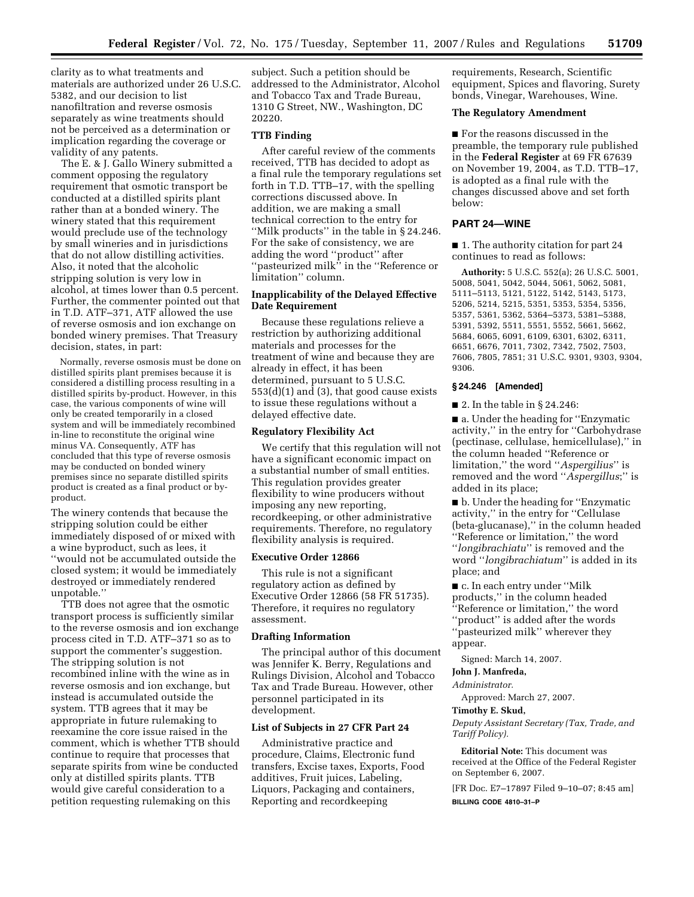clarity as to what treatments and materials are authorized under 26 U.S.C. 5382, and our decision to list nanofiltration and reverse osmosis separately as wine treatments should not be perceived as a determination or implication regarding the coverage or validity of any patents.

The E. & J. Gallo Winery submitted a comment opposing the regulatory requirement that osmotic transport be conducted at a distilled spirits plant rather than at a bonded winery. The winery stated that this requirement would preclude use of the technology by small wineries and in jurisdictions that do not allow distilling activities. Also, it noted that the alcoholic stripping solution is very low in alcohol, at times lower than 0.5 percent. Further, the commenter pointed out that in T.D. ATF–371, ATF allowed the use of reverse osmosis and ion exchange on bonded winery premises. That Treasury decision, states, in part:

> Normally, reverse osmosis must be done on distilled spirits plant premises because it is considered a distilling process resulting in a distilled spirits by-product. However, in this case, the various components of wine will only be created temporarily in a closed system and will be immediately recombined in-line to reconstitute the original wine minus VA. Consequently, ATF has concluded that this type of reverse osmosis may be conducted on bonded winery premises since no separate distilled spirits product is created as a final product or by-product.

The winery contends that because the stripping solution could be either immediately disposed of or mixed with a wine byproduct, such as lees, it ''would not be accumulated outside the closed system; it would be immediately destroyed or immediately rendered unpotable.''

TTB does not agree that the osmotic transport process is sufficiently similar to the reverse osmosis and ion exchange process cited in T.D. ATF–371 so as to support the commenter's suggestion. The stripping solution is not recombined inline with the wine as in reverse osmosis and ion exchange, but instead is accumulated outside the system. TTB agrees that it may be appropriate in future rulemaking to reexamine the core issue raised in the comment, which is whether TTB should continue to require that processes that separate spirits from wine be conducted only at distilled spirits plants. TTB would give careful consideration to a petition requesting rulemaking on this subject. Such a petition should be addressed to the Administrator, Alcohol and Tobacco Tax and Trade Bureau, 1310 G Street, NW., Washington, DC 20220.

### TTB Finding

After careful review of the comments received, TTB has decided to adopt as a final rule the temporary regulations set forth in T.D. TTB–17, with the spelling corrections discussed above. In addition, we are making a small technical correction to the entry for ''Milk products'' in the table in § 24.246. For the sake of consistency, we are adding the word ''product'' after ''pasteurized milk'' in the ''Reference or limitation'' column.

### Inapplicability of the Delayed Effective Date Requirement

Because these regulations relieve a restriction by authorizing additional materials and processes for the treatment of wine and because they are already in effect, it has been determined, pursuant to 5 U.S.C. 553(d)(1) and (3), that good cause exists to issue these regulations without a delayed effective date.

### Regulatory Flexibility Act

We certify that this regulation will not have a significant economic impact on a substantial number of small entities. This regulation provides greater flexibility to wine producers without imposing any new reporting, recordkeeping, or other administrative requirements. Therefore, no regulatory flexibility analysis is required.

### Executive Order 12866

This rule is not a significant regulatory action as defined by Executive Order 12866 (58 FR 51735). Therefore, it requires no regulatory assessment.

### Drafting Information

The principal author of this document was Jennifer K. Berry, Regulations and Rulings Division, Alcohol and Tobacco Tax and Trade Bureau. However, other personnel participated in its development.

### List of Subjects in 27 CFR Part 24

Administrative practice and procedure, Claims, Electronic fund transfers, Excise taxes, Exports, Food additives, Fruit juices, Labeling, Liquors, Packaging and containers, Reporting and recordkeeping requirements, Research, Scientific equipment, Spices and flavoring, Surety bonds, Vinegar, Warehouses, Wine.

### The Regulatory Amendment

■ For the reasons discussed in the preamble, the temporary rule published in the **Federal Register** at 69 FR 67639 on November 19, 2004, as T.D. TTB–17, is adopted as a final rule with the changes discussed above and set forth below:

## PART 24—WINE

■ 1. The authority citation for part 24 continues to read as follows:

**Authority:** 5 U.S.C. 552(a); 26 U.S.C. 5001, 5008, 5041, 5042, 5044, 5061, 5062, 5081, 5111–5113, 5121, 5122, 5142, 5143, 5173, 5206, 5214, 5215, 5351, 5353, 5354, 5356, 5357, 5361, 5362, 5364–5373, 5381–5388, 5391, 5392, 5511, 5551, 5552, 5661, 5662, 5684, 6065, 6091, 6109, 6301, 6302, 6311, 6651, 6676, 7011, 7302, 7342, 7502, 7503, 7606, 7805, 7851; 31 U.S.C. 9301, 9303, 9304, 9306.

### § 24.246 [Amended]

■ 2. In the table in § 24.246:

■ a. Under the heading for ''Enzymatic activity,'' in the entry for ''Carbohydrase (pectinase, cellulase, hemicellulase),'' in the column headed ''Reference or limitation,'' the word ''*Aspergilius*'' is removed and the word ''*Aspergillus*;'' is added in its place;

■ b. Under the heading for ''Enzymatic activity,'' in the entry for ''Cellulase (beta-glucanase),'' in the column headed ''Reference or limitation,'' the word ''*longibrachiatu*'' is removed and the word ''*longibrachiatum*'' is added in its place; and

■ c. In each entry under ''Milk products,'' in the column headed ''Reference or limitation,'' the word ''product'' is added after the words ''pasteurized milk'' wherever they appear.

Signed: March 14, 2007.

**John J. Manfreda,**

*Administrator.*

Approved: March 27, 2007.

**Timothy E. Skud,**

*Deputy Assistant Secretary (Tax, Trade, and Tariff Policy).*

**Editorial Note:** This document was received at the Office of the Federal Register on September 6, 2007.

[FR Doc. E7–17897 Filed 9–10–07; 8:45 am]

**BILLING CODE 4810–31–P**